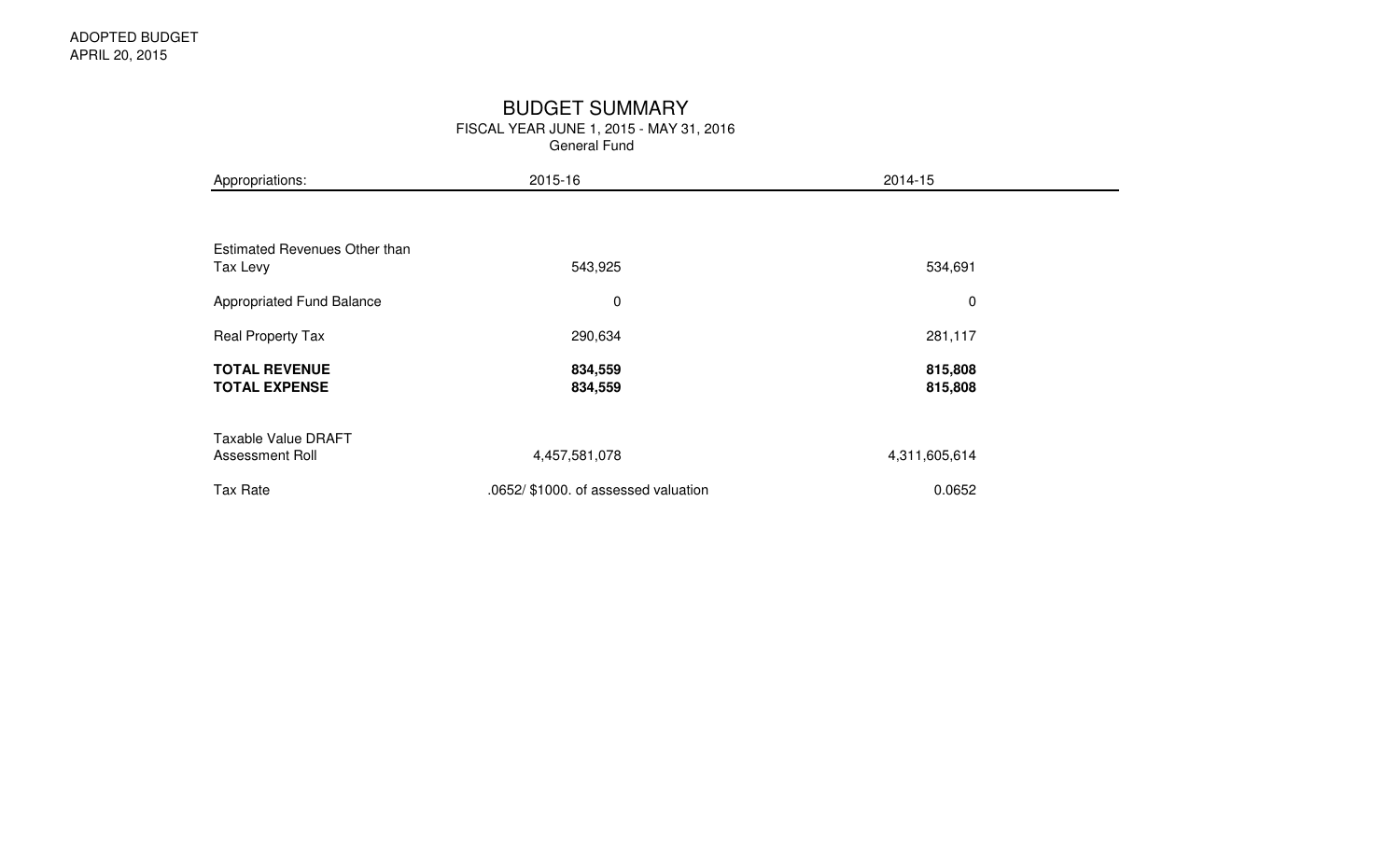ADOPTED BUDGET
APRIL 20, 2015

# BUDGET SUMMARY

FISCAL YEAR JUNE 1, 2015 - MAY 31, 2016
General Fund

| Appropriations: | 2015-16 | 2014-15 |
|---|---|---|
| Estimated Revenues Other than Tax Levy | 543,925 | 534,691 |
| Appropriated Fund Balance | 0 | 0 |
| Real Property Tax | 290,634 | 281,117 |
| **TOTAL REVENUE** | **834,559** | **815,808** |
| **TOTAL EXPENSE** | **834,559** | **815,808** |
| Taxable Value DRAFT Assessment Roll | 4,457,581,078 | 4,311,605,614 |
| Tax Rate | .0652/ $1000. of assessed valuation | 0.0652 |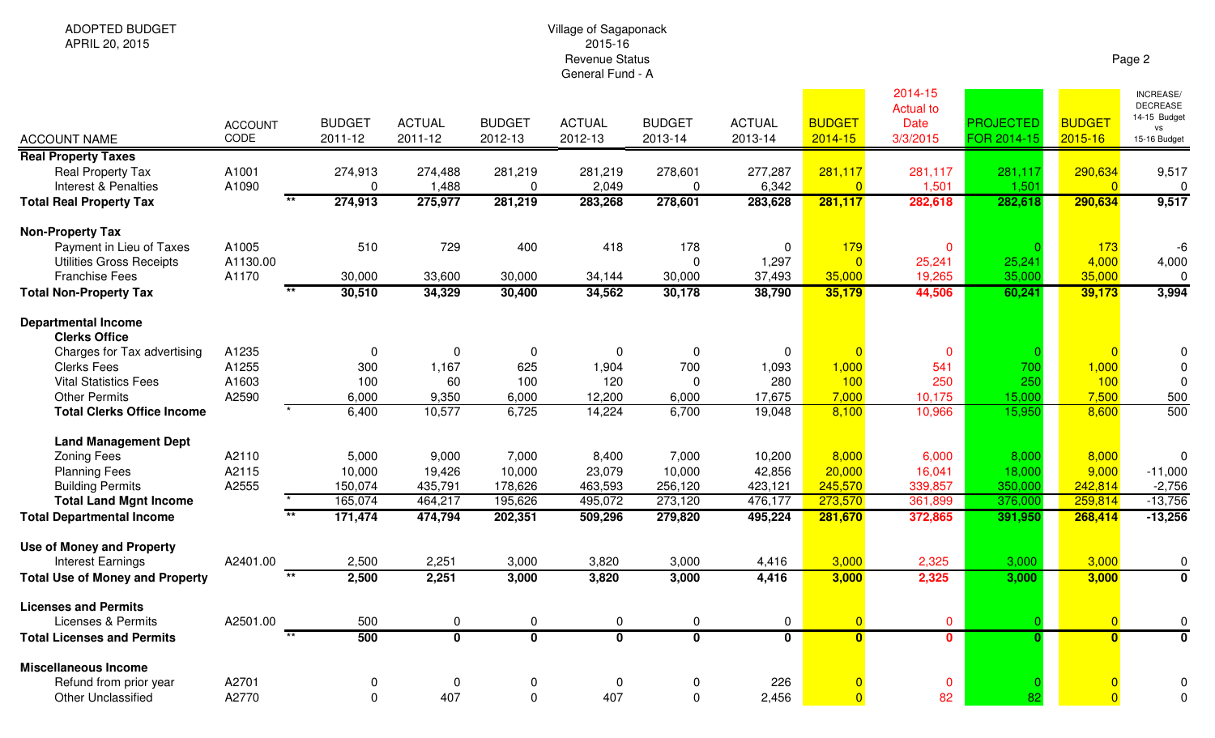ADOPTED BUDGET
APRIL 20, 2015

Village of Sagaponack
2015-16
Revenue Status
General Fund - A

| ACCOUNT NAME | ACCOUNT CODE | | BUDGET 2011-12 | ACTUAL 2011-12 | BUDGET 2012-13 | ACTUAL 2012-13 | BUDGET 2013-14 | ACTUAL 2013-14 | BUDGET 2014-15 | 2014-15 Actual to Date 3/3/2015 | PROJECTED FOR 2014-15 | BUDGET 2015-16 | INCREASE/ DECREASE 14-15 Budget vs 15-16 Budget |
|---|---|---|---|---|---|---|---|---|---|---|---|---|---|
| **Real Property Taxes** | | | | | | | | | | | | | |
| Real Property Tax | A1001 | | 274,913 | 274,488 | 281,219 | 281,219 | 278,601 | 277,287 | 281,117 | 281,117 | 281,117 | 290,634 | 9,517 |
| Interest & Penalties | A1090 | | 0 | 1,488 | 0 | 2,049 | 0 | 6,342 | 0 | 1,501 | 1,501 | 0 | 0 |
| **Total Real Property Tax** | | ** | **274,913** | **275,977** | **281,219** | **283,268** | **278,601** | **283,628** | **281,117** | **282,618** | **282,618** | **290,634** | **9,517** |
| **Non-Property Tax** | | | | | | | | | | | | | |
| Payment in Lieu of Taxes | A1005 | | 510 | 729 | 400 | 418 | 178 | 0 | 179 | 0 | 0 | 173 | -6 |
| Utilities Gross Receipts | A1130.00 | | | | | | 0 | 1,297 | 0 | 25,241 | 25,241 | 4,000 | 4,000 |
| Franchise Fees | A1170 | | 30,000 | 33,600 | 30,000 | 34,144 | 30,000 | 37,493 | 35,000 | 19,265 | 35,000 | 35,000 | 0 |
| **Total Non-Property Tax** | | ** | **30,510** | **34,329** | **30,400** | **34,562** | **30,178** | **38,790** | **35,179** | **44,506** | **60,241** | **39,173** | **3,994** |
| **Departmental Income** | | | | | | | | | | | | | |
| **Clerks Office** | | | | | | | | | | | | | |
| Charges for Tax advertising | A1235 | | 0 | 0 | 0 | 0 | 0 | 0 | 0 | 0 | 0 | 0 | 0 |
| Clerks Fees | A1255 | | 300 | 1,167 | 625 | 1,904 | 700 | 1,093 | 1,000 | 541 | 700 | 1,000 | 0 |
| Vital Statistics Fees | A1603 | | 100 | 60 | 100 | 120 | 0 | 280 | 100 | 250 | 250 | 100 | 0 |
| Other Permits | A2590 | | 6,000 | 9,350 | 6,000 | 12,200 | 6,000 | 17,675 | 7,000 | 10,175 | 15,000 | 7,500 | 500 |
| **Total Clerks Office Income** | | * | 6,400 | 10,577 | 6,725 | 14,224 | 6,700 | 19,048 | 8,100 | 10,966 | 15,950 | 8,600 | 500 |
| **Land Management Dept** | | | | | | | | | | | | | |
| Zoning Fees | A2110 | | 5,000 | 9,000 | 7,000 | 8,400 | 7,000 | 10,200 | 8,000 | 6,000 | 8,000 | 8,000 | 0 |
| Planning Fees | A2115 | | 10,000 | 19,426 | 10,000 | 23,079 | 10,000 | 42,856 | 20,000 | 16,041 | 18,000 | 9,000 | -11,000 |
| Building Permits | A2555 | | 150,074 | 435,791 | 178,626 | 463,593 | 256,120 | 423,121 | 245,570 | 339,857 | 350,000 | 242,814 | -2,756 |
| **Total Land Mgnt Income** | | * | 165,074 | 464,217 | 195,626 | 495,072 | 273,120 | 476,177 | 273,570 | 361,899 | 376,000 | 259,814 | -13,756 |
| **Total Departmental Income** | | ** | **171,474** | **474,794** | **202,351** | **509,296** | **279,820** | **495,224** | **281,670** | **372,865** | **391,950** | **268,414** | **-13,256** |
| **Use of Money and Property** | | | | | | | | | | | | | |
| Interest Earnings | A2401.00 | | 2,500 | 2,251 | 3,000 | 3,820 | 3,000 | 4,416 | 3,000 | 2,325 | 3,000 | 3,000 | 0 |
| **Total Use of Money and Property** | | ** | **2,500** | **2,251** | **3,000** | **3,820** | **3,000** | **4,416** | **3,000** | **2,325** | **3,000** | **3,000** | **0** |
| **Licenses and Permits** | | | | | | | | | | | | | |
| Licenses & Permits | A2501.00 | | 500 | 0 | 0 | 0 | 0 | 0 | 0 | 0 | 0 | 0 | 0 |
| **Total Licenses and Permits** | | ** | **500** | **0** | **0** | **0** | **0** | **0** | **0** | **0** | **0** | **0** | **0** |
| **Miscellaneous Income** | | | | | | | | | | | | | |
| Refund from prior year | A2701 | | 0 | 0 | 0 | 0 | 0 | 226 | 0 | 0 | 0 | 0 | 0 |
| Other Unclassified | A2770 | | 0 | 407 | 0 | 407 | 0 | 2,456 | 0 | 82 | 82 | 0 | 0 |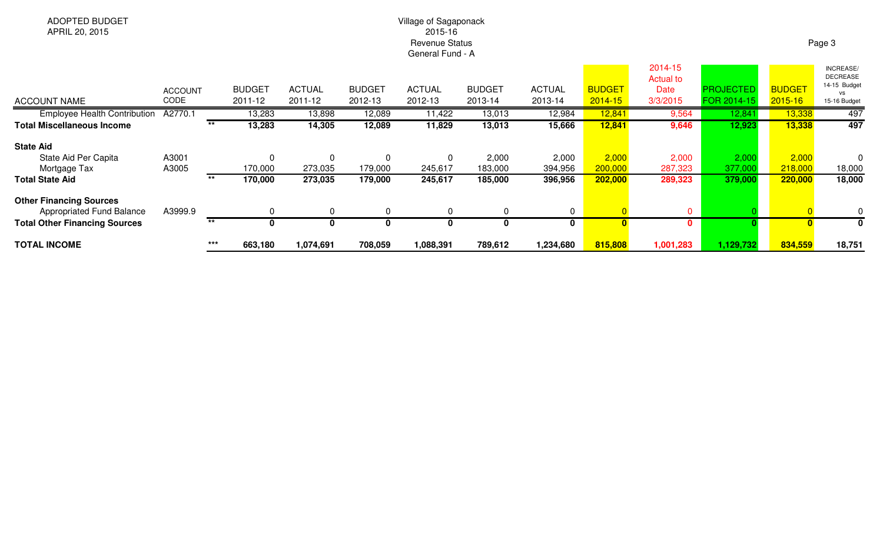ADOPTED BUDGET
APRIL 20, 2015

Village of Sagaponack
2015-16
Revenue Status
General Fund - A

| ACCOUNT NAME | ACCOUNT CODE | | BUDGET 2011-12 | ACTUAL 2011-12 | BUDGET 2012-13 | ACTUAL 2012-13 | BUDGET 2013-14 | ACTUAL 2013-14 | BUDGET 2014-15 | 2014-15 Actual to Date 3/3/2015 | PROJECTED FOR 2014-15 | BUDGET 2015-16 | INCREASE/ DECREASE 14-15 Budget vs 15-16 Budget |
|---|---|---|---|---|---|---|---|---|---|---|---|---|---|
| Employee Health Contribution | A2770.1 | | 13,283 | 13,898 | 12,089 | 11,422 | 13,013 | 12,984 | 12,841 | 9,564 | 12,841 | 13,338 | 497 |
| **Total Miscellaneous Income** | | ** | **13,283** | **14,305** | **12,089** | **11,829** | **13,013** | **15,666** | **12,841** | **9,646** | **12,923** | **13,338** | **497** |
| **State Aid** | | | | | | | | | | | | | |
| State Aid Per Capita | A3001 | | 0 | 0 | 0 | 0 | 2,000 | 2,000 | 2,000 | 2,000 | 2,000 | 2,000 | 0 |
| Mortgage Tax | A3005 | | 170,000 | 273,035 | 179,000 | 245,617 | 183,000 | 394,956 | 200,000 | 287,323 | 377,000 | 218,000 | 18,000 |
| **Total State Aid** | | ** | **170,000** | **273,035** | **179,000** | **245,617** | **185,000** | **396,956** | **202,000** | **289,323** | **379,000** | **220,000** | **18,000** |
| **Other Financing Sources** | | | | | | | | | | | | | |
| Appropriated Fund Balance | A3999.9 | | 0 | 0 | 0 | 0 | 0 | 0 | 0 | 0 | 0 | 0 | 0 |
| **Total Other Financing Sources** | | ** | **0** | **0** | **0** | **0** | **0** | **0** | **0** | **0** | **0** | **0** | **0** |
| **TOTAL INCOME** | | *** | **663,180** | **1,074,691** | **708,059** | **1,088,391** | **789,612** | **1,234,680** | **815,808** | **1,001,283** | **1,129,732** | **834,559** | **18,751** |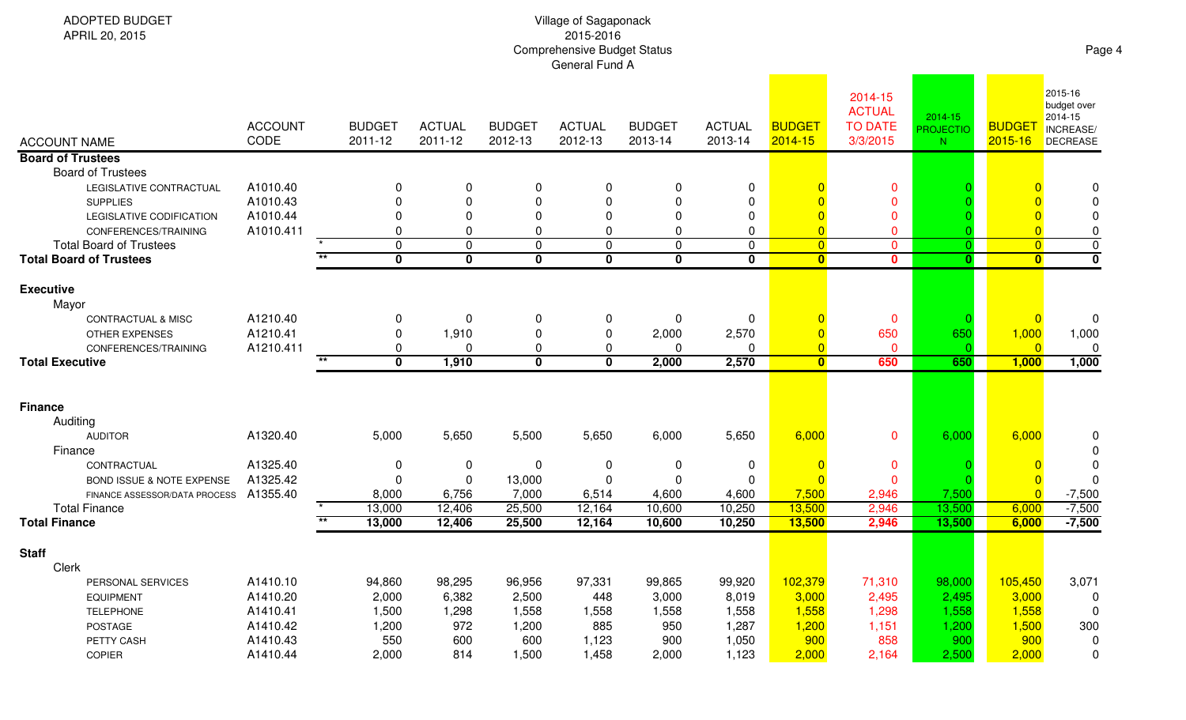ADOPTED BUDGET
APRIL 20, 2015

Village of Sagaponack
2015-2016
Comprehensive Budget Status
General Fund A

| ACCOUNT NAME | ACCOUNT CODE | | BUDGET 2011-12 | ACTUAL 2011-12 | BUDGET 2012-13 | ACTUAL 2012-13 | BUDGET 2013-14 | ACTUAL 2013-14 | BUDGET 2014-15 | 2014-15 ACTUAL TO DATE 3/3/2015 | 2014-15 PROJECTION | BUDGET 2015-16 | 2015-16 budget over 2014-15 INCREASE/ DECREASE |
|---|---|---|---|---|---|---|---|---|---|---|---|---|---|
| **Board of Trustees** | | | | | | | | | | | | | |
| Board of Trustees | | | | | | | | | | | | | |
| LEGISLATIVE CONTRACTUAL | A1010.40 | | 0 | 0 | 0 | 0 | 0 | 0 | 0 | 0 | 0 | 0 | 0 |
| SUPPLIES | A1010.43 | | 0 | 0 | 0 | 0 | 0 | 0 | 0 | 0 | 0 | 0 | 0 |
| LEGISLATIVE CODIFICATION | A1010.44 | | 0 | 0 | 0 | 0 | 0 | 0 | 0 | 0 | 0 | 0 | 0 |
| CONFERENCES/TRAINING | A1010.411 | | 0 | 0 | 0 | 0 | 0 | 0 | 0 | 0 | 0 | 0 | 0 |
| Total Board of Trustees | | * | 0 | 0 | 0 | 0 | 0 | 0 | 0 | 0 | 0 | 0 | 0 |
| **Total Board of Trustees** | | ** | **0** | **0** | **0** | **0** | **0** | **0** | **0** | **0** | **0** | **0** | **0** |
| **Executive** | | | | | | | | | | | | | |
| Mayor | | | | | | | | | | | | | |
| CONTRACTUAL & MISC | A1210.40 | | 0 | 0 | 0 | 0 | 0 | 0 | 0 | 0 | 0 | 0 | 0 |
| OTHER EXPENSES | A1210.41 | | 0 | 1,910 | 0 | 0 | 2,000 | 2,570 | 0 | 650 | 650 | 1,000 | 1,000 |
| CONFERENCES/TRAINING | A1210.411 | | 0 | 0 | 0 | 0 | 0 | 0 | 0 | 0 | 0 | 0 | 0 |
| **Total Executive** | | ** | **0** | **1,910** | **0** | **0** | **2,000** | **2,570** | **0** | **650** | **650** | **1,000** | **1,000** |
| **Finance** | | | | | | | | | | | | | |
| Auditing | | | | | | | | | | | | | |
| AUDITOR | A1320.40 | | 5,000 | 5,650 | 5,500 | 5,650 | 6,000 | 5,650 | 6,000 | 0 | 6,000 | 6,000 | 0 |
| Finance | | | | | | | | | | | | | 0 |
| CONTRACTUAL | A1325.40 | | 0 | 0 | 0 | 0 | 0 | 0 | 0 | 0 | 0 | 0 | 0 |
| BOND ISSUE & NOTE EXPENSE | A1325.42 | | 0 | 0 | 13,000 | 0 | 0 | 0 | 0 | 0 | 0 | 0 | 0 |
| FINANCE ASSESSOR/DATA PROCESS | A1355.40 | | 8,000 | 6,756 | 7,000 | 6,514 | 4,600 | 4,600 | 7,500 | 2,946 | 7,500 | 0 | -7,500 |
| Total Finance | | * | 13,000 | 12,406 | 25,500 | 12,164 | 10,600 | 10,250 | 13,500 | 2,946 | 13,500 | 6,000 | -7,500 |
| **Total Finance** | | ** | **13,000** | **12,406** | **25,500** | **12,164** | **10,600** | **10,250** | **13,500** | **2,946** | **13,500** | **6,000** | **-7,500** |
| **Staff** | | | | | | | | | | | | | |
| Clerk | | | | | | | | | | | | | |
| PERSONAL SERVICES | A1410.10 | | 94,860 | 98,295 | 96,956 | 97,331 | 99,865 | 99,920 | 102,379 | 71,310 | 98,000 | 105,450 | 3,071 |
| EQUIPMENT | A1410.20 | | 2,000 | 6,382 | 2,500 | 448 | 3,000 | 8,019 | 3,000 | 2,495 | 2,495 | 3,000 | 0 |
| TELEPHONE | A1410.41 | | 1,500 | 1,298 | 1,558 | 1,558 | 1,558 | 1,558 | 1,558 | 1,298 | 1,558 | 1,558 | 0 |
| POSTAGE | A1410.42 | | 1,200 | 972 | 1,200 | 885 | 950 | 1,287 | 1,200 | 1,151 | 1,200 | 1,500 | 300 |
| PETTY CASH | A1410.43 | | 550 | 600 | 600 | 1,123 | 900 | 1,050 | 900 | 858 | 900 | 900 | 0 |
| COPIER | A1410.44 | | 2,000 | 814 | 1,500 | 1,458 | 2,000 | 1,123 | 2,000 | 2,164 | 2,500 | 2,000 | 0 |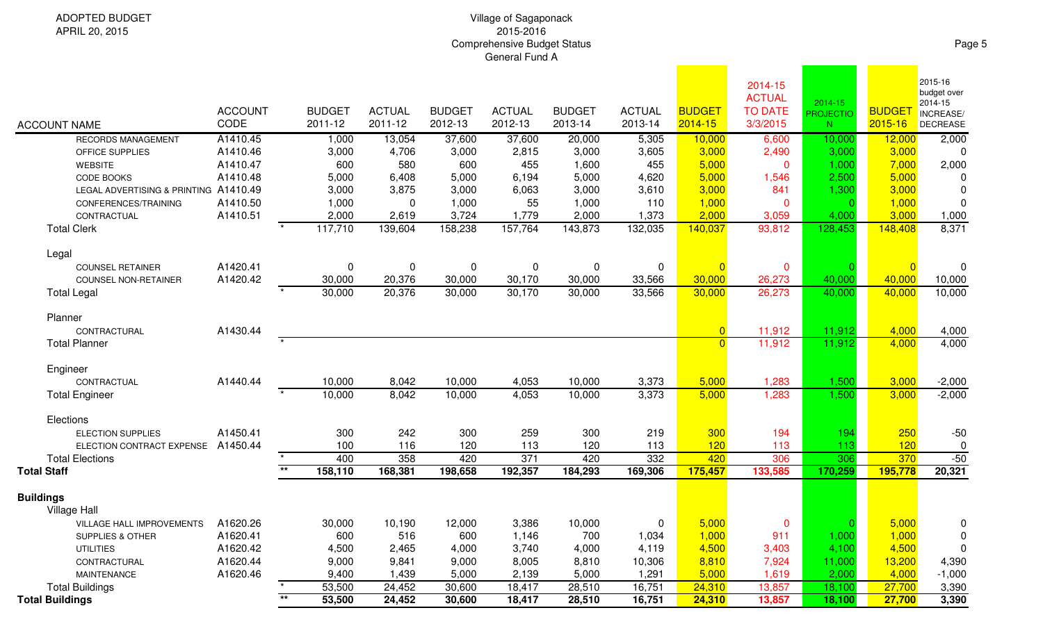ADOPTED BUDGET
APRIL 20, 2015

Village of Sagaponack
2015-2016
Comprehensive Budget Status
General Fund A

| ACCOUNT NAME | ACCOUNT CODE | | BUDGET 2011-12 | ACTUAL 2011-12 | BUDGET 2012-13 | ACTUAL 2012-13 | BUDGET 2013-14 | ACTUAL 2013-14 | BUDGET 2014-15 | 2014-15 ACTUAL TO DATE 3/3/2015 | 2014-15 PROJECTION | BUDGET 2015-16 | 2015-16 budget over 2014-15 INCREASE/ DECREASE |
|---|---|---|---|---|---|---|---|---|---|---|---|---|---|
| RECORDS MANAGEMENT | A1410.45 | | 1,000 | 13,054 | 37,600 | 37,600 | 20,000 | 5,305 | 10,000 | 6,600 | 10,000 | 12,000 | 2,000 |
| OFFICE SUPPLIES | A1410.46 | | 3,000 | 4,706 | 3,000 | 2,815 | 3,000 | 3,605 | 3,000 | 2,490 | 3,000 | 3,000 | 0 |
| WEBSITE | A1410.47 | | 600 | 580 | 600 | 455 | 1,600 | 455 | 5,000 | 0 | 1,000 | 7,000 | 2,000 |
| CODE BOOKS | A1410.48 | | 5,000 | 6,408 | 5,000 | 6,194 | 5,000 | 4,620 | 5,000 | 1,546 | 2,500 | 5,000 | 0 |
| LEGAL ADVERTISING & PRINTING | A1410.49 | | 3,000 | 3,875 | 3,000 | 6,063 | 3,000 | 3,610 | 3,000 | 841 | 1,300 | 3,000 | 0 |
| CONFERENCES/TRAINING | A1410.50 | | 1,000 | 0 | 1,000 | 55 | 1,000 | 110 | 1,000 | 0 | 0 | 1,000 | 0 |
| CONTRACTUAL | A1410.51 | | 2,000 | 2,619 | 3,724 | 1,779 | 2,000 | 1,373 | 2,000 | 3,059 | 4,000 | 3,000 | 1,000 |
| Total Clerk | | * | 117,710 | 139,604 | 158,238 | 157,764 | 143,873 | 132,035 | 140,037 | 93,812 | 128,453 | 148,408 | 8,371 |
| Legal | | | | | | | | | | | | | |
| COUNSEL RETAINER | A1420.41 | | 0 | 0 | 0 | 0 | 0 | 0 | 0 | 0 | 0 | 0 | 0 |
| COUNSEL NON-RETAINER | A1420.42 | | 30,000 | 20,376 | 30,000 | 30,170 | 30,000 | 33,566 | 30,000 | 26,273 | 40,000 | 40,000 | 10,000 |
| Total Legal | | * | 30,000 | 20,376 | 30,000 | 30,170 | 30,000 | 33,566 | 30,000 | 26,273 | 40,000 | 40,000 | 10,000 |
| Planner | | | | | | | | | | | | | |
| CONTRACTURAL | A1430.44 | | | | | | | | 0 | 11,912 | 11,912 | 4,000 | 4,000 |
| Total Planner | | * | | | | | | | 0 | 11,912 | 11,912 | 4,000 | 4,000 |
| Engineer | | | | | | | | | | | | | |
| CONTRACTUAL | A1440.44 | | 10,000 | 8,042 | 10,000 | 4,053 | 10,000 | 3,373 | 5,000 | 1,283 | 1,500 | 3,000 | -2,000 |
| Total Engineer | | * | 10,000 | 8,042 | 10,000 | 4,053 | 10,000 | 3,373 | 5,000 | 1,283 | 1,500 | 3,000 | -2,000 |
| Elections | | | | | | | | | | | | | |
| ELECTION SUPPLIES | A1450.41 | | 300 | 242 | 300 | 259 | 300 | 219 | 300 | 194 | 194 | 250 | -50 |
| ELECTION CONTRACT EXPENSE | A1450.44 | | 100 | 116 | 120 | 113 | 120 | 113 | 120 | 113 | 113 | 120 | 0 |
| Total Elections | | * | 400 | 358 | 420 | 371 | 420 | 332 | 420 | 306 | 306 | 370 | -50 |
| **Total Staff** | | ** | **158,110** | **168,381** | **198,658** | **192,357** | **184,293** | **169,306** | **175,457** | **133,585** | **170,259** | **195,778** | **20,321** |
| **Buildings** | | | | | | | | | | | | | |
| Village Hall | | | | | | | | | | | | | |
| VILLAGE HALL IMPROVEMENTS | A1620.26 | | 30,000 | 10,190 | 12,000 | 3,386 | 10,000 | 0 | 5,000 | 0 | 0 | 5,000 | 0 |
| SUPPLIES & OTHER | A1620.41 | | 600 | 516 | 600 | 1,146 | 700 | 1,034 | 1,000 | 911 | 1,000 | 1,000 | 0 |
| UTILITIES | A1620.42 | | 4,500 | 2,465 | 4,000 | 3,740 | 4,000 | 4,119 | 4,500 | 3,403 | 4,100 | 4,500 | 0 |
| CONTRACTURAL | A1620.44 | | 9,000 | 9,841 | 9,000 | 8,005 | 8,810 | 10,306 | 8,810 | 7,924 | 11,000 | 13,200 | 4,390 |
| MAINTENANCE | A1620.46 | | 9,400 | 1,439 | 5,000 | 2,139 | 5,000 | 1,291 | 5,000 | 1,619 | 2,000 | 4,000 | -1,000 |
| Total Buildings | | * | 53,500 | 24,452 | 30,600 | 18,417 | 28,510 | 16,751 | 24,310 | 13,857 | 18,100 | 27,700 | 3,390 |
| **Total Buildings** | | ** | **53,500** | **24,452** | **30,600** | **18,417** | **28,510** | **16,751** | **24,310** | **13,857** | **18,100** | **27,700** | **3,390** |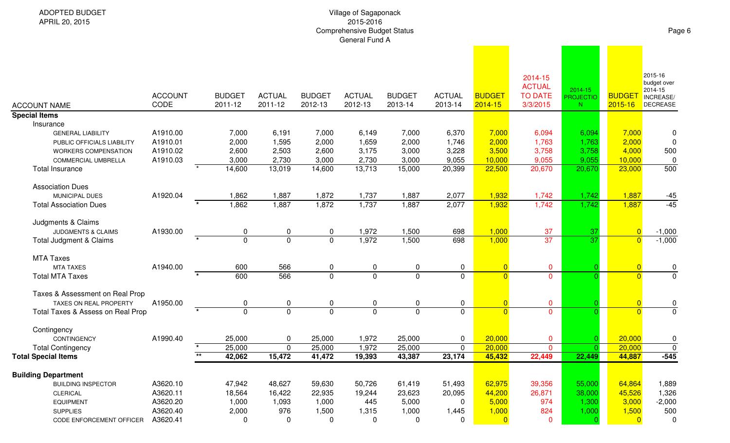ADOPTED BUDGET
APRIL 20, 2015

Village of Sagaponack
2015-2016
Comprehensive Budget Status
General Fund A

| ACCOUNT NAME | ACCOUNT CODE | | BUDGET 2011-12 | ACTUAL 2011-12 | BUDGET 2012-13 | ACTUAL 2012-13 | BUDGET 2013-14 | ACTUAL 2013-14 | BUDGET 2014-15 | 2014-15 ACTUAL TO DATE 3/3/2015 | 2014-15 PROJECTION | BUDGET 2015-16 | 2015-16 budget over 2014-15 INCREASE/ DECREASE |
|---|---|---|---|---|---|---|---|---|---|---|---|---|---|
| **Special Items** | | | | | | | | | | | | | |
| Insurance | | | | | | | | | | | | | |
| GENERAL LIABILITY | A1910.00 | | 7,000 | 6,191 | 7,000 | 6,149 | 7,000 | 6,370 | 7,000 | 6,094 | 6,094 | 7,000 | 0 |
| PUBLIC OFFICIALS LIABILITY | A1910.01 | | 2,000 | 1,595 | 2,000 | 1,659 | 2,000 | 1,746 | 2,000 | 1,763 | 1,763 | 2,000 | 0 |
| WORKERS COMPENSATION | A1910.02 | | 2,600 | 2,503 | 2,600 | 3,175 | 3,000 | 3,228 | 3,500 | 3,758 | 3,758 | 4,000 | 500 |
| COMMERCIAL UMBRELLA | A1910.03 | | 3,000 | 2,730 | 3,000 | 2,730 | 3,000 | 9,055 | 10,000 | 9,055 | 9,055 | 10,000 | 0 |
| Total Insurance | | * | 14,600 | 13,019 | 14,600 | 13,713 | 15,000 | 20,399 | 22,500 | 20,670 | 20,670 | 23,000 | 500 |
| Association Dues | | | | | | | | | | | | | |
| MUNICIPAL DUES | A1920.04 | | 1,862 | 1,887 | 1,872 | 1,737 | 1,887 | 2,077 | 1,932 | 1,742 | 1,742 | 1,887 | -45 |
| Total Association Dues | | * | 1,862 | 1,887 | 1,872 | 1,737 | 1,887 | 2,077 | 1,932 | 1,742 | 1,742 | 1,887 | -45 |
| Judgments & Claims | | | | | | | | | | | | | |
| JUDGMENTS & CLAIMS | A1930.00 | | 0 | 0 | 0 | 1,972 | 1,500 | 698 | 1,000 | 37 | 37 | 0 | -1,000 |
| Total Judgment & Claims | | * | 0 | 0 | 0 | 1,972 | 1,500 | 698 | 1,000 | 37 | 37 | 0 | -1,000 |
| MTA Taxes | | | | | | | | | | | | | |
| MTA TAXES | A1940.00 | | 600 | 566 | 0 | 0 | 0 | 0 | 0 | 0 | 0 | 0 | 0 |
| Total MTA Taxes | | * | 600 | 566 | 0 | 0 | 0 | 0 | 0 | 0 | 0 | 0 | 0 |
| Taxes & Assessment on Real Prop | | | | | | | | | | | | | |
| TAXES ON REAL PROPERTY | A1950.00 | | 0 | 0 | 0 | 0 | 0 | 0 | 0 | 0 | 0 | 0 | 0 |
| Total Taxes & Assess on Real Prop | | * | 0 | 0 | 0 | 0 | 0 | 0 | 0 | 0 | 0 | 0 | 0 |
| Contingency | | | | | | | | | | | | | |
| CONTINGENCY | A1990.40 | | 25,000 | 0 | 25,000 | 1,972 | 25,000 | 0 | 20,000 | 0 | 0 | 20,000 | 0 |
| Total Contingency | | * | 25,000 | 0 | 25,000 | 1,972 | 25,000 | 0 | 20,000 | 0 | 0 | 20,000 | 0 |
| **Total Special Items** | | ** | **42,062** | **15,472** | **41,472** | **19,393** | **43,387** | **23,174** | **45,432** | **22,449** | **22,449** | **44,887** | **-545** |
| **Building Department** | | | | | | | | | | | | | |
| BUILDING INSPECTOR | A3620.10 | | 47,942 | 48,627 | 59,630 | 50,726 | 61,419 | 51,493 | 62,975 | 39,356 | 55,000 | 64,864 | 1,889 |
| CLERICAL | A3620.11 | | 18,564 | 16,422 | 22,935 | 19,244 | 23,623 | 20,095 | 44,200 | 26,871 | 38,000 | 45,526 | 1,326 |
| EQUIPMENT | A3620.20 | | 1,000 | 1,093 | 1,000 | 445 | 5,000 | 0 | 5,000 | 974 | 1,300 | 3,000 | -2,000 |
| SUPPLIES | A3620.40 | | 2,000 | 976 | 1,500 | 1,315 | 1,000 | 1,445 | 1,000 | 824 | 1,000 | 1,500 | 500 |
| CODE ENFORCEMENT OFFICER | A3620.41 | | 0 | 0 | 0 | 0 | 0 | 0 | 0 | 0 | 0 | 0 | 0 |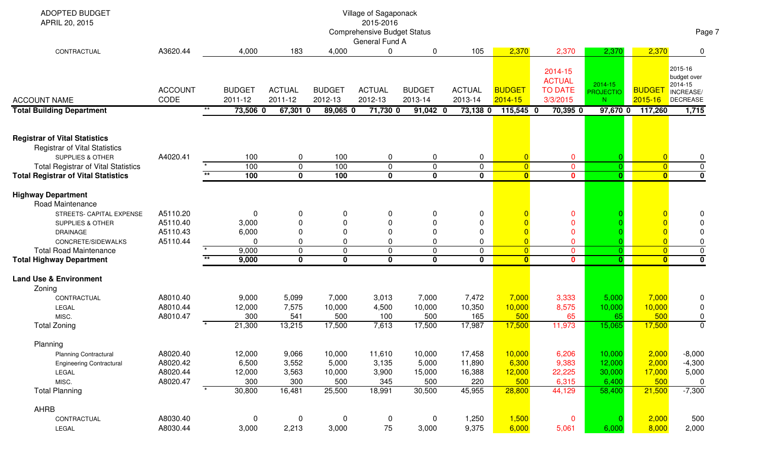ADOPTED BUDGET
APRIL 20, 2015

Village of Sagaponack
2015-2016
Comprehensive Budget Status
General Fund A

| ACCOUNT NAME | ACCOUNT CODE | | BUDGET 2011-12 | ACTUAL 2011-12 | BUDGET 2012-13 | ACTUAL 2012-13 | BUDGET 2013-14 | ACTUAL 2013-14 | BUDGET 2014-15 | 2014-15 ACTUAL TO DATE 3/3/2015 | 2014-15 PROJECTION | BUDGET 2015-16 | 2015-16 budget over 2014-15 INCREASE/ DECREASE |
|---|---|---|---|---|---|---|---|---|---|---|---|---|---|
| CONTRACTUAL | A3620.44 | | 4,000 | 183 | 4,000 | 0 | 0 | 105 | 2,370 | 2,370 | 2,370 | 2,370 | 0 |
| **Total Building Department** | | ** | **73,506 0** | **67,301 0** | **89,065 0** | **71,730 0** | **91,042 0** | **73,138 0** | **115,545 0** | **70,395 0** | **97,670 0** | **117,260** | **1,715** |
| **Registrar of Vital Statistics** | | | | | | | | | | | | | |
| Registrar of Vital Statistics | | | | | | | | | | | | | |
| SUPPLIES & OTHER | A4020.41 | | 100 | 0 | 100 | 0 | 0 | 0 | 0 | 0 | 0 | 0 | 0 |
| Total Registrar of Vital Statistics | | * | 100 | 0 | 100 | 0 | 0 | 0 | 0 | 0 | 0 | 0 | 0 |
| **Total Registrar of Vital Statistics** | | ** | **100** | **0** | **100** | **0** | **0** | **0** | **0** | **0** | **0** | **0** | **0** |
| **Highway Department** | | | | | | | | | | | | | |
| Road Maintenance | | | | | | | | | | | | | |
| STREETS- CAPITAL EXPENSE | A5110.20 | | 0 | 0 | 0 | 0 | 0 | 0 | 0 | 0 | 0 | 0 | 0 |
| SUPPLIES & OTHER | A5110.40 | | 3,000 | 0 | 0 | 0 | 0 | 0 | 0 | 0 | 0 | 0 | 0 |
| DRAINAGE | A5110.43 | | 6,000 | 0 | 0 | 0 | 0 | 0 | 0 | 0 | 0 | 0 | 0 |
| CONCRETE/SIDEWALKS | A5110.44 | | 0 | 0 | 0 | 0 | 0 | 0 | 0 | 0 | 0 | 0 | 0 |
| Total Road Maintenance | | * | 9,000 | 0 | 0 | 0 | 0 | 0 | 0 | 0 | 0 | 0 | 0 |
| **Total Highway Department** | | ** | **9,000** | **0** | **0** | **0** | **0** | **0** | **0** | **0** | **0** | **0** | **0** |
| **Land Use & Environment** | | | | | | | | | | | | | |
| Zoning | | | | | | | | | | | | | |
| CONTRACTUAL | A8010.40 | | 9,000 | 5,099 | 7,000 | 3,013 | 7,000 | 7,472 | 7,000 | 3,333 | 5,000 | 7,000 | 0 |
| LEGAL | A8010.44 | | 12,000 | 7,575 | 10,000 | 4,500 | 10,000 | 10,350 | 10,000 | 8,575 | 10,000 | 10,000 | 0 |
| MISC. | A8010.47 | | 300 | 541 | 500 | 100 | 500 | 165 | 500 | 65 | 65 | 500 | 0 |
| Total Zoning | | * | 21,300 | 13,215 | 17,500 | 7,613 | 17,500 | 17,987 | 17,500 | 11,973 | 15,065 | 17,500 | 0 |
| Planning | | | | | | | | | | | | | |
| Planning Contractural | A8020.40 | | 12,000 | 9,066 | 10,000 | 11,610 | 10,000 | 17,458 | 10,000 | 6,206 | 10,000 | 2,000 | -8,000 |
| Engineering Contractural | A8020.42 | | 6,500 | 3,552 | 5,000 | 3,135 | 5,000 | 11,890 | 6,300 | 9,383 | 12,000 | 2,000 | -4,300 |
| LEGAL | A8020.44 | | 12,000 | 3,563 | 10,000 | 3,900 | 15,000 | 16,388 | 12,000 | 22,225 | 30,000 | 17,000 | 5,000 |
| MISC. | A8020.47 | | 300 | 300 | 500 | 345 | 500 | 220 | 500 | 6,315 | 6,400 | 500 | 0 |
| Total Planning | | * | 30,800 | 16,481 | 25,500 | 18,991 | 30,500 | 45,955 | 28,800 | 44,129 | 58,400 | 21,500 | -7,300 |
| AHRB | | | | | | | | | | | | | |
| CONTRACTUAL | A8030.40 | | 0 | 0 | 0 | 0 | 0 | 1,250 | 1,500 | 0 | 0 | 2,000 | 500 |
| LEGAL | A8030.44 | | 3,000 | 2,213 | 3,000 | 75 | 3,000 | 9,375 | 6,000 | 5,061 | 6,000 | 8,000 | 2,000 |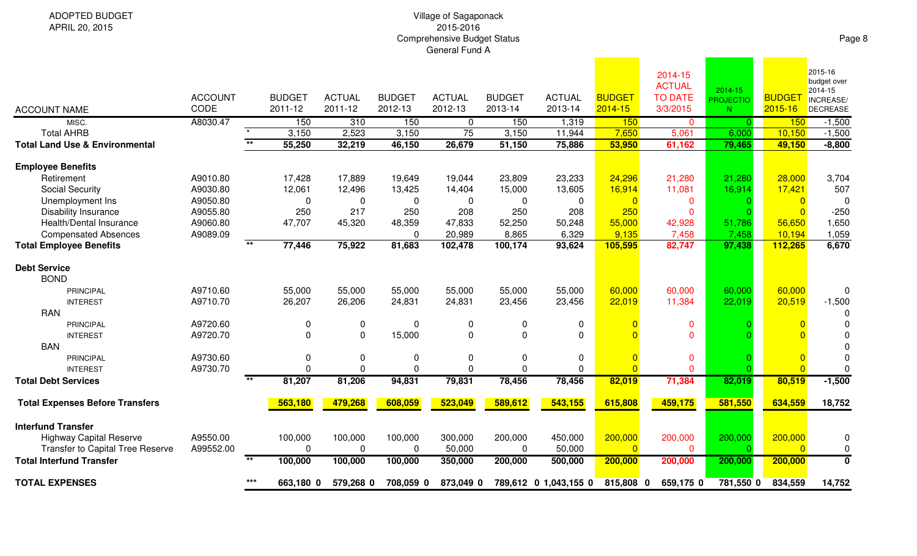ADOPTED BUDGET
APRIL 20, 2015

Village of Sagaponack
2015-2016
Comprehensive Budget Status
General Fund A

| ACCOUNT NAME | ACCOUNT CODE | | BUDGET 2011-12 | ACTUAL 2011-12 | BUDGET 2012-13 | ACTUAL 2012-13 | BUDGET 2013-14 | ACTUAL 2013-14 | BUDGET 2014-15 | 2014-15 ACTUAL TO DATE 3/3/2015 | 2014-15 PROJECTION | BUDGET 2015-16 | 2015-16 budget over 2014-15 INCREASE/ DECREASE |
|---|---|---|---|---|---|---|---|---|---|---|---|---|---|
| MISC. | A8030.47 | | 150 | 310 | 150 | 0 | 150 | 1,319 | 150 | 0 | 0 | 150 | -1,500 |
| Total AHRB | | * | 3,150 | 2,523 | 3,150 | 75 | 3,150 | 11,944 | 7,650 | 5,061 | 6,000 | 10,150 | -1,500 |
| **Total Land Use & Environmental** | | ** | **55,250** | **32,219** | **46,150** | **26,679** | **51,150** | **75,886** | **53,950** | **61,162** | **79,465** | **49,150** | **-8,800** |
| **Employee Benefits** | | | | | | | | | | | | | |
| Retirement | A9010.80 | | 17,428 | 17,889 | 19,649 | 19,044 | 23,809 | 23,233 | 24,296 | 21,280 | 21,280 | 28,000 | 3,704 |
| Social Security | A9030.80 | | 12,061 | 12,496 | 13,425 | 14,404 | 15,000 | 13,605 | 16,914 | 11,081 | 16,914 | 17,421 | 507 |
| Unemployment Ins | A9050.80 | | 0 | 0 | 0 | 0 | 0 | 0 | 0 | 0 | 0 | 0 | 0 |
| Disability Insurance | A9055.80 | | 250 | 217 | 250 | 208 | 250 | 208 | 250 | 0 | 0 | 0 | -250 |
| Health/Dental Insurance | A9060.80 | | 47,707 | 45,320 | 48,359 | 47,833 | 52,250 | 50,248 | 55,000 | 42,928 | 51,786 | 56,650 | 1,650 |
| Compensated Absences | A9089.09 | | | | 0 | 20,989 | 8,865 | 6,329 | 9,135 | 7,458 | 7,458 | 10,194 | 1,059 |
| **Total Employee Benefits** | | ** | **77,446** | **75,922** | **81,683** | **102,478** | **100,174** | **93,624** | **105,595** | **82,747** | **97,438** | **112,265** | **6,670** |
| **Debt Service** | | | | | | | | | | | | | |
| BOND | | | | | | | | | | | | | |
| PRINCIPAL | A9710.60 | | 55,000 | 55,000 | 55,000 | 55,000 | 55,000 | 55,000 | 60,000 | 60,000 | 60,000 | 60,000 | 0 |
| INTEREST | A9710.70 | | 26,207 | 26,206 | 24,831 | 24,831 | 23,456 | 23,456 | 22,019 | 11,384 | 22,019 | 20,519 | -1,500 |
| RAN | | | | | | | | | | | | | 0 |
| PRINCIPAL | A9720.60 | | 0 | 0 | 0 | 0 | 0 | 0 | 0 | 0 | 0 | 0 | 0 |
| INTEREST | A9720.70 | | 0 | 0 | 15,000 | 0 | 0 | 0 | 0 | 0 | 0 | 0 | 0 |
| BAN | | | | | | | | | | | | | 0 |
| PRINCIPAL | A9730.60 | | 0 | 0 | 0 | 0 | 0 | 0 | 0 | 0 | 0 | 0 | 0 |
| INTEREST | A9730.70 | | 0 | 0 | 0 | 0 | 0 | 0 | 0 | 0 | 0 | 0 | 0 |
| **Total Debt Services** | | ** | **81,207** | **81,206** | **94,831** | **79,831** | **78,456** | **78,456** | **82,019** | **71,384** | **82,019** | **80,519** | **-1,500** |
| **Total Expenses Before Transfers** | | | **563,180** | **479,268** | **608,059** | **523,049** | **589,612** | **543,155** | **615,808** | **459,175** | **581,550** | **634,559** | **18,752** |
| **Interfund Transfer** | | | | | | | | | | | | | |
| Highway Capital Reserve | A9550.00 | | 100,000 | 100,000 | 100,000 | 300,000 | 200,000 | 450,000 | 200,000 | 200,000 | 200,000 | 200,000 | 0 |
| Transfer to Capital Tree Reserve | A99552.00 | | 0 | 0 | 0 | 50,000 | 0 | 50,000 | 0 | 0 | 0 | 0 | 0 |
| **Total Interfund Transfer** | | ** | **100,000** | **100,000** | **100,000** | **350,000** | **200,000** | **500,000** | **200,000** | **200,000** | **200,000** | **200,000** | **0** |
| **TOTAL EXPENSES** | | *** | **663,180 0** | **579,268 0** | **708,059 0** | **873,049 0** | **789,612 0** | **1,043,155 0** | **815,808 0** | **659,175 0** | **781,550 0** | **834,559** | **14,752** |